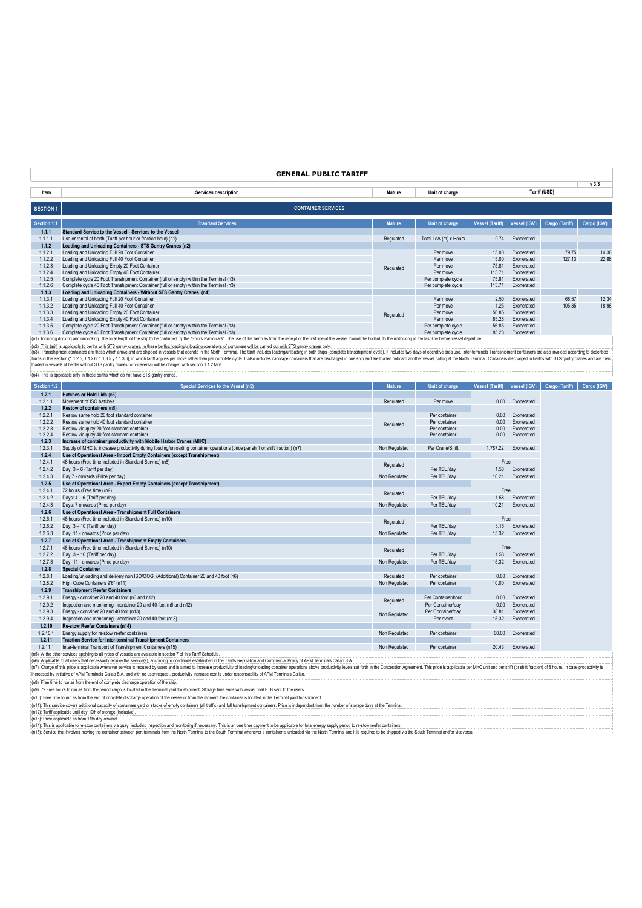# GENERAL PUBLIC TARIFF

v 3.3

| Item | Services description | Nature | Unit of charge | Tariff (USD) | | | |
|---|---|---|---|---|---|---|---|
| **SECTION 1** | **CONTAINER SERVICES** | | | | | | |

| Section 1.1 | Standard Services | Nature | Unit of charge | Vessel (Tariff) | Vessel (IGV) | Cargo (Tariff) | Cargo (IGV) |
|---|---|---|---|---|---|---|---|
| **1.1.1** | **Standard Service to the Vessel - Services to the Vessel** | | | | | | |
| 1.1.1.1 | Use or rental of berth (Tariff per hour or fraction hour) (n1) | Regulated | Total LoA (m) x Hours | 0.74 | Exonerated | | |
| **1.1.2** | **Loading and Unloading Containers - STS Gantry Cranes (n2)** | | | | | | |
| 1.1.2.1 | Loading and Unloading Full 20 Foot Container | Regulated | Per move | 15.00 | Exonerated | 79.75 | 14.36 |
| 1.1.2.2 | Loading and Unloading Full 40 Foot Container | | Per move | 15.00 | Exonerated | 127.13 | 22.88 |
| 1.1.2.3 | Loading and Unloading Empty 20 Foot Container | | Per move | 75.81 | Exonerated | | |
| 1.1.2.4 | Loading and Unloading Empty 40 Foot Container | | Per move | 113.71 | Exonerated | | |
| 1.1.2.5 | Complete cycle 20 Foot Transhipment Container (full or empty) within the Terminal (n3) | | Per complete cycle | 75.81 | Exonerated | | |
| 1.1.2.6 | Complete cycle 40 Foot Transhipment Container (full or empty) within the Terminal (n3) | | Per complete cycle | 113.71 | Exonerated | | |
| **1.1.3** | **Loading and Unloading Containers - Without STS Gantry Cranes (n4)** | | | | | | |
| 1.1.3.1 | Loading and Unloading Full 20 Foot Container | Regulated | Per move | 2.50 | Exonerated | 68.57 | 12.34 |
| 1.1.3.2 | Loading and Unloading Full 40 Foot Container | | Per move | 1.25 | Exonerated | 105.35 | 18.96 |
| 1.1.3.3 | Loading and Unloading Empty 20 Foot Container | | Per move | 56.85 | Exonerated | | |
| 1.1.3.4 | Loading and Unloading Empty 40 Foot Container | | Per move | 85.28 | Exonerated | | |
| 1.1.3.5 | Complete cycle 20 Foot Transhipment Container (full or empty) within the Terminal (n3) | | Per complete cycle | 56.85 | Exonerated | | |
| 1.1.3.6 | Complete cycle 40 Foot Transhipment Container (full or empty) within the Terminal (n3) | | Per complete cycle | 85.28 | Exonerated | | |

(n1): Including docking and undocking. The total length of the ship to be confirmed by the "Ship's Particulars". The use of the berth as from the receipt of the first line of the vessel toward the bollard, to the undocking of the last line before vessel departure.

(n2): This tariff is applicable to berths with STS gantry cranes. In these berths, loading/unloading operations of containers will be carried out with STS gantry cranes only.

(n3): Transhipment containers are those which arrive and are shipped in vessels that operate in the North Terminal. The tariff includes loading/unloading in both ships (complete transhipment cycle). It includes two days of operative area use. Inter-terminals Transhipment containers are also invoiced according to described tariffs in this section (1.1.2.5, 1.1.2.6, 1.1.3.5 y 1.1.3.6), in which tariff applies per move rather than per complete cycle. It also includes cabotage containers that are discharged in one ship and are loaded onboard another vessel calling at the North Terminal. Containers discharged in berths with STS gantry cranes and are then loaded in vessels at berths without STS gantry cranes (or viceversa) will be charged with section 1.1.2 tariff.

(n4): This is applicable only in those berths which do not have STS gantry cranes.

| Section 1.2 | Special Services to the Vessel (n5) | Nature | Unit of charge | Vessel (Tariff) | Vessel (IGV) | Cargo (Tariff) | Cargo (IGV) |
|---|---|---|---|---|---|---|---|
| **1.2.1** | **Hatches or Hold Lids** (n6) | | | | | | |
| 1.2.1.1 | Movement of ISO hatches | Regulated | Per move | 0.00 | Exonerated | | |
| **1.2.2** | **Restow of containers** (n6) | | | | | | |
| 1.2.2.1 | Restow same hold 20 foot standard container | Regulated | Per container | 0.00 | Exonerated | | |
| 1.2.2.2 | Restow same hold 40 foot standard container | | Per container | 0.00 | Exonerated | | |
| 1.2.2.3 | Restow via quay 20 foot standard container | | Per container | 0.00 | Exonerated | | |
| 1.2.2.4 | Restow via quay 40 foot standard container | | Per container | 0.00 | Exonerated | | |
| **1.2.3** | **Increase of container productivity with Mobile Harbor Cranes (MHC)** | | | | | | |
| 1.2.3.1 | Supply of MHC to increase productivity during loading/unloading container operations (price per shift or shift fraction) (n7) | Non Regulated | Per Crane/Shift | 1,787.22 | Exonerated | | |
| **1.2.4** | **Use of Operational Area - Import Empty Containers (except Transhipment)** | | | | | | |
| 1.2.4.1 | 48 hours (Free time included in Standard Service) (n8) | Regulated | | Free | | | |
| 1.2.4.2 | Day: 3 – 6 (Tariff per day) | | Per TEU/day | 1.58 | Exonerated | | |
| 1.2.4.3 | Day 7 - onwards (Price per day) | Non Regulated | Per TEU/day | 10.21 | Exonerated | | |
| **1.2.5** | **Use of Operational Area - Export Empty Containers (except Transhipment)** | | | | | | |
| 1.2.4.1 | 72 hours (Free time) (n9) | Regulated | | Free | | | |
| 1.2.4.2 | Days: 4 – 6 (Tariff per day) | | Per TEU/day | 1.58 | Exonerated | | |
| 1.2.4.3 | Days: 7 onwards (Price per day) | Non Regulated | Per TEU/day | 10.21 | Exonerated | | |
| **1.2.6** | **Use of Operational Area - Transhipment Full Containers** | | | | | | |
| 1.2.6.1 | 48 hours (Free time included in Standard Service) (n10) | Regulated | | Free | | | |
| 1.2.6.2 | Day: 3 – 10 (Tariff per day) | | Per TEU/day | 3.16 | Exonerated | | |
| 1.2.6.3 | Day: 11 - onwards (Price per day) | Non Regulated | Per TEU/day | 15.32 | Exonerated | | |
| **1.2.7** | **Use of Operational Area - Transhipment Empty Containers** | | | | | | |
| 1.2.7.1 | 48 hours (Free time included in Standard Service) (n10) | Regulated | | Free | | | |
| 1.2.7.2 | Day: 3 – 10 (Tariff per day) | | Per TEU/day | 1.58 | Exonerated | | |
| 1.2.7.3 | Day: 11 - onwards (Price per day) | Non Regulated | Per TEU/day | 15.32 | Exonerated | | |
| **1.2.8** | **Special Container** | | | | | | |
| 1.2.8.1 | Loading/unloading and delivery non ISO/OOG (Additional) Container 20 and 40 foot (n6) | Regulated | Per container | 0.00 | Exonerated | | |
| 1.2.8.2 | High Cube Containers 9'6" (n11) | Non Regulated | Per container | 10.00 | Exonerated | | |
| **1.2.9** | **Transhipment Reefer Containers** | | | | | | |
| 1.2.9.1 | Energy - container 20 and 40 foot (n6 and n12) | Regulated | Per Container/hour | 0.00 | Exonerated | | |
| 1.2.9.2 | Inspection and monitoring - container 20 and 40 foot (n6 and n12) | | Per Container/day | 0.00 | Exonerated | | |
| 1.2.9.3 | Energy - container 20 and 40 foot (n13) | Non Regulated | Per Container/day | 38.81 | Exonerated | | |
| 1.2.9.4 | Inspection and monitoring - container 20 and 40 foot (n13) | | Per event | 15.32 | Exonerated | | |
| **1.2.10** | **Re-stow Reefer Containers (n14)** | | | | | | |
| 1.2.10.1 | Energy supply for re-stow reefer containers | Non Regulated | Per container | 60.00 | Exonerated | | |
| **1.2.11** | **Traction Service for Inter-terminal Transhipment Containers** | | | | | | |
| 1.2.11.1 | Inter-terminal Transport of Transhipment Containers (n15) | Non Regulated | Per container | 20.43 | Exonerated | | |

(n5): Al the other services applying to all types of vessels are available in section 7 of this Tariff Schedule.

(n6): Applicable to all users that necessarily require the service(s), according to conditions established in the Tariffs Regulation and Commercial Policy of APM Terminals Callao S.A.

(n7): Charge of this price is applicable whenever service is required by users and is aimed to increase productivity of loading/unloading container operations above productivity levels set forth in the Concession Agreement. This price is applicable per MHC unit and per shift (or shift fraction) of 8 hours. In case productivity is increased by initiative of APM Terminals Callao S.A. and with no user request, productivity increase cost is under responsability of APM Terminals Callao.

(n8): Free time to run as from the end of complete discharge operation of the ship.

(n9): 72 Free hours to run as from the period cargo is located in the Terminal yard for shipment. Storage time ends with vessel final ETB sent to the users.

(n10): Free time to run as from the end of complete discharge operation of the vessel or from the moment the container is located in the Terminal yard for shipment.

(n11): This service covers additional capacity of containers yard or stacks of empty containers (all traffic) and full transhipment containers. Price is independant from the number of storage days at the Terminal.

(n12): Tariff applicable until day 10th of storage (inclusive).

(n13): Price applicable as from 11th day onward.

(n14): This is applicable to re-stow containers via quay, including inspection and monitoring if necessary. This is an one time payment to be applicable for total energy supply period to re-stow reefer containers.

(n15): Service that involves moving the container between port terminals from the North Terminal to the South Terminal whenever a container is unloaded via the North Terminal and it is required to be shipped via the South Terminal and/or viceversa.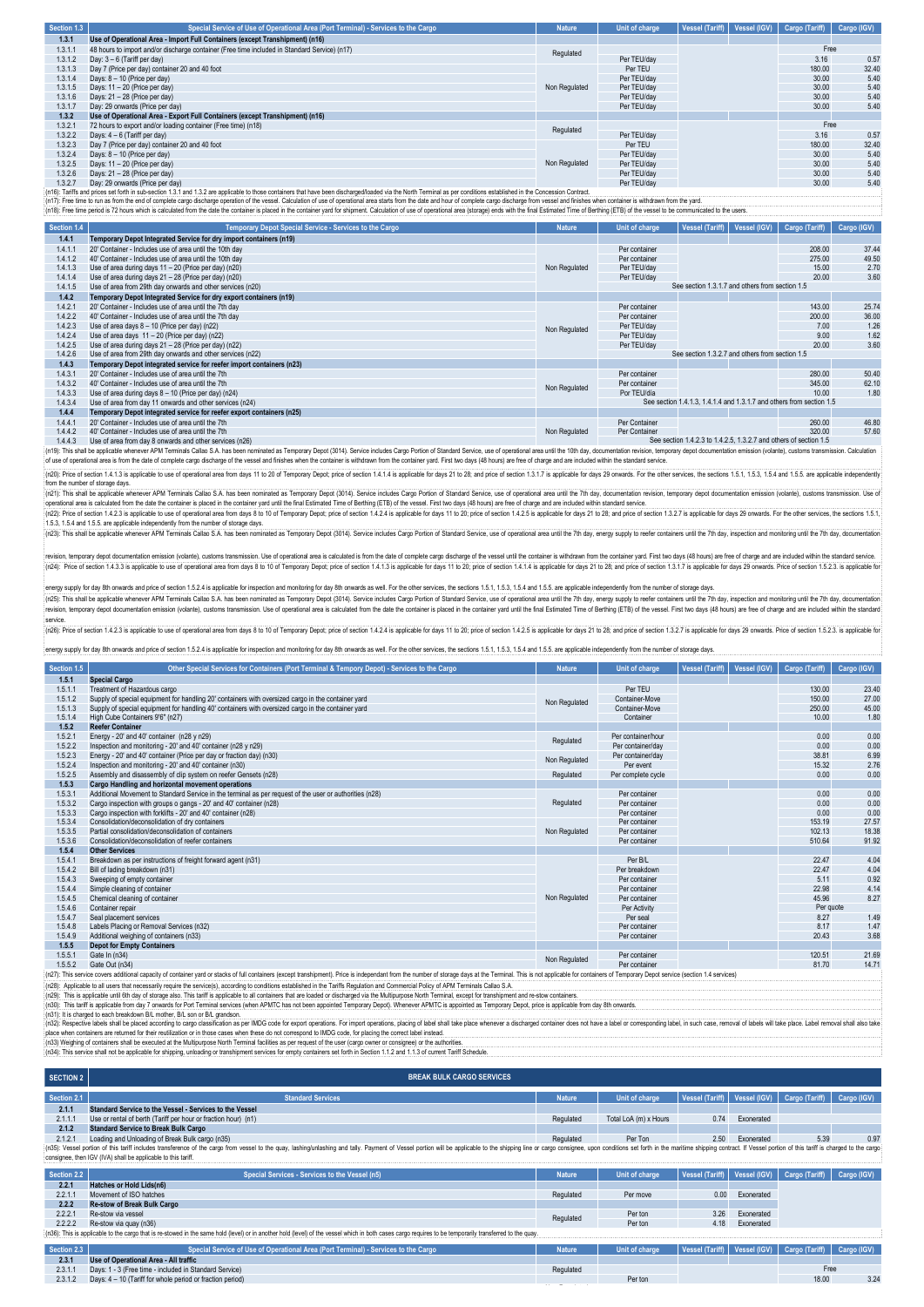| Section 1.3 | Special Service of Use of Operational Area (Port Terminal) - Services to the Cargo | Nature | Unit of charge | Vessel (Tariff) | Vessel (IGV) | Cargo (Tariff) | Cargo (IGV) |
|---|---|---|---|---|---|---|---|
| 1.3.1 | Use of Operational Area - Import Full Containers (except Transhipment) (n16) | | | | | | |
| 1.3.1.1 | 48 hours to import and/or discharge container (Free time included in Standard Service) (n17) | Regulated | | | | Free | |
| 1.3.1.2 | Day: 3 – 6 (Tariff per day) | | Per TEU/day | | | 3.16 | 0.57 |
| 1.3.1.3 | Day 7 (Price per day) container 20 and 40 foot | Non Regulated | Per TEU | | | 180.00 | 32.40 |
| 1.3.1.4 | Days: 8 – 10 (Price per day) | | Per TEU/day | | | 30.00 | 5.40 |
| 1.3.1.5 | Days: 11 – 20 (Price per day) | | Per TEU/day | | | 30.00 | 5.40 |
| 1.3.1.6 | Days: 21 – 28 (Price per day) | | Per TEU/day | | | 30.00 | 5.40 |
| 1.3.1.7 | Day: 29 onwards (Price per day) | | Per TEU/day | | | 30.00 | 5.40 |
| 1.3.2 | Use of Operational Area - Export Full Containers (except Transhipment) (n16) | | | | | | |
| 1.3.2.1 | 72 hours to export and/or loading container (Free time) (n18) | Regulated | | | | Free | |
| 1.3.2.2 | Days: 4 – 6 (Tariff per day) | | Per TEU/day | | | 3.16 | 0.57 |
| 1.3.2.3 | Day 7 (Price per day) container 20 and 40 foot | Non Regulated | Per TEU | | | 180.00 | 32.40 |
| 1.3.2.4 | Days: 8 – 10 (Price per day) | | Per TEU/day | | | 30.00 | 5.40 |
| 1.3.2.5 | Days: 11 – 20 (Price per day) | | Per TEU/day | | | 30.00 | 5.40 |
| 1.3.2.6 | Days: 21 – 28 (Price per day) | | Per TEU/day | | | 30.00 | 5.40 |
| 1.3.2.7 | Day: 29 onwards (Price per day) | | Per TEU/day | | | 30.00 | 5.40 |

(n16): Tariffs and prices set forth in sub-section 1.3.1 and 1.3.2 are applicable to those containers that have been discharged/loaded via the North Terminal as per conditions established in the Concession Contract.
(n17): Free time to run as from the end of complete cargo discharge operation of the vessel. Calculation of use of operational area starts from the date and hour of complete cargo discharge from vessel and finishes when container is withdrawn from the yard.
(n18): Free time period is 72 hours which is calculated from the date the container is placed in the container yard for shipment. Calculation of use of operational area (storage) ends with the final Estimated Time of Berthing (ETB) of the vessel to be communicated to the users.

| Section 1.4 | Temporary Depot Special Service - Services to the Cargo | Nature | Unit of charge | Vessel (Tariff) | Vessel (IGV) | Cargo (Tariff) | Cargo (IGV) |
|---|---|---|---|---|---|---|---|
| 1.4.1 | Temporary Depot Integrated Service for dry import containers (n19) | | | | | | |
| 1.4.1.1 | 20' Container - Includes use of area until the 10th day | Non Regulated | Per container | | | 208.00 | 37.44 |
| 1.4.1.2 | 40' Container - Includes use of area until the 10th day | | Per container | | | 275.00 | 49.50 |
| 1.4.1.3 | Use of area during days 11 – 20 (Price per day) (n20) | | Per TEU/day | | | 15.00 | 2.70 |
| 1.4.1.4 | Use of area during days 21 – 28 (Price per day) (n20) | | Per TEU/day | | | 20.00 | 3.60 |
| 1.4.1.5 | Use of area from 29th day onwards and other services (n20) | | See section 1.3.1.7 and others from section 1.5 | | | | |
| 1.4.2 | Temporary Depot Integrated Service for dry export containers (n19) | | | | | | |
| 1.4.2.1 | 20' Container - Includes use of area until the 7th day | Non Regulated | Per container | | | 143.00 | 25.74 |
| 1.4.2.2 | 40' Container - Includes use of area until the 7th day | | Per container | | | 200.00 | 36.00 |
| 1.4.2.3 | Use of area days 8 – 10 (Price per day) (n22) | | Per TEU/day | | | 7.00 | 1.26 |
| 1.4.2.4 | Use of area days 11 – 20 (Price per day) (n22) | | Per TEU/day | | | 9.00 | 1.62 |
| 1.4.2.5 | Use of area during days 21 – 28 (Price per day) (n22) | | Per TEU/day | | | 20.00 | 3.60 |
| 1.4.2.6 | Use of area from 29th day onwards and other services (n22) | | See section 1.3.2.7 and others from section 1.5 | | | | |
| 1.4.3 | Temporary Depot integrated service for reefer import containers (n23) | | | | | | |
| 1.4.3.1 | 20' Container - Includes use of area until the 7th | Non Regulated | Per container | | | 280.00 | 50.40 |
| 1.4.3.2 | 40' Container - Includes use of area until the 7th | | Per container | | | 345.00 | 62.10 |
| 1.4.3.3 | Use of area during days 8 – 10 (Price per day) (n24) | | Por TEU/día | | | 10.00 | 1.80 |
| 1.4.3.4 | Use of area from day 11 onwards and other services (n24) | | See section 1.4.1.3, 1.4.1.4 and 1.3.1.7 and others from section 1.5 | | | | |
| 1.4.4 | Temporary Depot integrated service for reefer export containers (n25) | | | | | | |
| 1.4.4.1 | 20' Container - Includes use of area until the 7th | Non Regulated | Per Container | | | 260.00 | 46.80 |
| 1.4.4.2 | 40' Container - Includes use of area until the 7th | | Per Container | | | 320.00 | 57.60 |
| 1.4.4.3 | Use of area from day 8 onwards and other services (n26) | | See section 1.4.2.3 to 1.4.2.5, 1.3.2.7 and others of section 1.5 | | | | |

(n19): This shall be applicable whenever APM Terminals Callao S.A. has been nominated as Temporary Depot (3014). Service includes Cargo Portion of Standard Service, use of operational area until the 10th day, documentation revision, temporary depot documentation emission (volante), customs transmission. Calculation of use of operational area is from the date of complete cargo discharge of the vessel and finishes when the container is withdrawn from the container yard. First two days (48 hours) are free of charge and are included within the standard service.

(n20): Price of section 1.4.1.3 is applicable to use of operational area from days 11 to 20 of Temporary Depot; price of section 1.4.1.4 is applicable for days 21 to 28; and price of section 1.3.1.7 is applicable for days 29 onwards. For the other services, the sections 1.5.1, 1.5.3, 1.5.4 and 1.5.5. are applicable independently from the number of storage days.

(n21): This shall be applicable whenever APM Terminals Callao S.A. has been nominated as Temporary Depot (3014). Service includes Cargo Portion of Standard Service, use of operational area until the 7th day, documentation revision, temporary depot documentation emission (volante), customs transmission. Use of operational area is calculated from the date the container is placed in the container yard until the final Estimated Time of Berthing (ETB) of the vessel. First two days (48 hours) are free of charge and are included within standard service.

(n22): Price of section 1.4.2.3 is applicable to use of operational area from days 8 to 10 of Temporary Depot; price of section 1.4.2.4 is applicable for days 11 to 20; price of section 1.4.2.5 is applicable for days 21 to 28; and price of section 1.3.2.7 is applicable for days 29 onwards. For the other services, the sections 1.5.1, 1.5.3, 1.5.4 and 1.5.5. are applicable independently from the number of storage days.

(n23): This shall be applicable whenever APM Terminals Callao S.A. has been nominated as Temporary Depot (3014). Service includes Cargo Portion of Standard Service, use of operational area until the 7th day, energy supply to reefer containers until the 7th day, inspection and monitoring until the 7th day, documentation revision, temporary depot documentation emission (volante), customs transmission. Use of operational area is calculated from the date of complete cargo discharge of the vessel until the container is withdrawn from the container yard. First two days (48 hours) are free of charge and are included within the standard service.

(n24): Price of section 1.4.3.3 is applicable to use of operational area from days 8 to 10 of Temporary Depot; price of section 1.4.1.3 is applicable for days 11 to 20; price of section 1.4.1.4 is applicable for days 21 to 28; and price of section 1.3.1.7 is applicable for days 29 onwards. Price of section 1.5.2.3. is applicable for energy supply for day 8th onwards and price of section 1.5.2.4 is applicable for inspection and monitoring for day 8th onwards as well. For the other services, the sections 1.5.1, 1.5.3, 1.5.4 and 1.5.5. are applicable independently from the number of storage days.

(n25): This shall be applicable whenever APM Terminals Callao S.A. has been nominated as Temporary Depot (3014). Service includes Cargo Portion of Standard Service, use of operational area until the 7th day, energy supply to reefer containers until the 7th day, inspection and monitoring until the 7th day, documentation revision, temporary depot documentation emission (volante), customs transmission. Use of operational area is calculated from the date the container is placed in the container yard until the final Estimated Time of Berthing (ETB) of the vessel. First two days (48 hours) are free of charge and are included within the standard service.

(n26): Price of section 1.4.2.3 is applicable to use of operational area from days 8 to 10 of Temporary Depot; price of section 1.4.2.4 is applicable for days 11 to 20; price of section 1.4.2.5 is applicable for days 21 to 28; and price of section 1.3.2.7 is applicable for days 29 onwards. Price of section 1.5.2.3. is applicable for energy supply for day 8th onwards and price of section 1.5.2.4 is applicable for inspection and monitoring for day 8th onwards as well. For the other services, the sections 1.5.1, 1.5.3, 1.5.4 and 1.5.5. are applicable independently from the number of storage days.

| Section 1.5 | Other Special Services for Containers (Port Terminal & Tempory Depot) - Services to the Cargo | Nature | Unit of charge | Vessel (Tariff) | Vessel (IGV) | Cargo (Tariff) | Cargo (IGV) |
|---|---|---|---|---|---|---|---|
| 1.5.1 | Special Cargo | | | | | | |
| 1.5.1.1 | Treatment of Hazardous cargo | Non Regulated | Per TEU | | | 130.00 | 23.40 |
| 1.5.1.2 | Supply of special equipment for handling 20' containers with oversized cargo in the container yard | | Container-Move | | | 150.00 | 27.00 |
| 1.5.1.3 | Supply of special equipment for handling 40' containers with oversized cargo in the container yard | | Container-Move | | | 250.00 | 45.00 |
| 1.5.1.4 | High Cube Containers 9'6" (n27) | | Container | | | 10.00 | 1.80 |
| 1.5.2 | Reefer Container | | | | | | |
| 1.5.2.1 | Energy - 20' and 40' container (n28 y n29) | Regulated | Per container/hour | | | 0.00 | 0.00 |
| 1.5.2.2 | Inspection and monitoring - 20' and 40' container (n28 y n29) | | Per container/day | | | 0.00 | 0.00 |
| 1.5.2.3 | Energy - 20' and 40' container (Price per day or fraction day) (n30) | Non Regulated | Per container/day | | | 38.81 | 6.99 |
| 1.5.2.4 | Inspection and monitoring - 20' and 40' container (n30) | | Per event | | | 15.32 | 2.76 |
| 1.5.2.5 | Assembly and disassembly of clip system on reefer Gensets (n28) | Regulated | Per complete cycle | | | 0.00 | 0.00 |
| 1.5.3 | Cargo Handling and horizontal movement operations | | | | | | |
| 1.5.3.1 | Additional Movement to Standard Service in the terminal as per request of the user or authorities (n28) | Regulated | Per container | | | 0.00 | 0.00 |
| 1.5.3.2 | Cargo inspection with groups o gangs - 20' and 40' container (n28) | | Per container | | | 0.00 | 0.00 |
| 1.5.3.3 | Cargo inspection with forklifts - 20' and 40' container (n28) | | Per container | | | 0.00 | 0.00 |
| 1.5.3.4 | Consolidation/deconsolidation of dry containers | Non Regulated | Per container | | | 153.19 | 27.57 |
| 1.5.3.5 | Partial consolidation/deconsolidation of containers | | Per container | | | 102.13 | 18.38 |
| 1.5.3.6 | Consolidation/deconsolidation of reefer containers | | Per container | | | 510.64 | 91.92 |
| 1.5.4 | Other Services | | | | | | |
| 1.5.4.1 | Breakdown as per instructions of freight forward agent (n31) | Non Regulated | Per B/L | | | 22.47 | 4.04 |
| 1.5.4.2 | Bill of lading breakdown (n31) | | Per breakdown | | | 22.47 | 4.04 |
| 1.5.4.3 | Sweeping of empty container | | Per container | | | 5.11 | 0.92 |
| 1.5.4.4 | Simple cleaning of container | | Per container | | | 22.98 | 4.14 |
| 1.5.4.5 | Chemical cleaning of container | | Per container | | | 45.96 | 8.27 |
| 1.5.4.6 | Container repair | | Per Activity | | | Per quote | |
| 1.5.4.7 | Seal placement services | | Per seal | | | 8.27 | 1.49 |
| 1.5.4.8 | Labels Placing or Removal Services (n32) | | Per container | | | 8.17 | 1.47 |
| 1.5.4.9 | Additional weighing of containers (n33) | | Per container | | | 20.43 | 3.68 |
| 1.5.5 | Depot for Empty Containers | | | | | | |
| 1.5.5.1 | Gate In (n34) | Non Regulated | Per container | | | 120.51 | 21.69 |
| 1.5.5.2 | Gate Out (n34) | | Per container | | | 81.70 | 14.71 |

(n27): This service covers additional capacity of container yard or stacks of full containers (except transhipment). This price is independant from the number of storage days at the Terminal. This is not applicable for containers of Temporary Depot service (section 1.4 services)
(n28): Applicable to all users that necessarily require the service(s), according to conditions established in the Tariffs Regulation and Commercial Policy of APM Terminals Callao S.A.
(n29): This is applicable until 6th day of storage also. This tariff is applicable to all containers that are loaded or discharged via the Multipurpose North Terminal, except for transhipment and re-stow containers.
(n30): This tariff is applicable from day 7 onwards for Port Terminal services (when APMTC has not been appointed Temporary Depot). Whenever APMTC is appointed as Temporary Depot, price is applicable from day 8th onwards.
(n31): It is charged to each breakdown B/L mother, B/L son or B/L grandson.
(n32): Respective labels shall be placed according to cargo classification as per IMDG code for export operations. For import operations, placing of label shall take place whenever a discharged container does not have a label or corresponding label, in such case, removal of labels will take place. Label removal shall also take place when containers are returned for their reutilization or in those cases when these do not correspond to IMDG code, for placing the correct label instead.
(n33) Weighing of containers shall be executed at the Multipurpose North Terminal facilities as per request of the user (cargo owner or consignee) or the authorities.
(n34): This service shall not be applicable for shipping, unloading or transhipment services for empty containers set forth in Section 1.1.2 and 1.1.3 of current Tariff Schedule.

## SECTION 2 — BREAK BULK CARGO SERVICES

| Section 2.1 | Standard Services | Nature | Unit of charge | Vessel (Tariff) | Vessel (IGV) | Cargo (Tariff) | Cargo (IGV) |
|---|---|---|---|---|---|---|---|
| 2.1.1 | Standard Service to the Vessel - Services to the Vessel | | | | | | |
| 2.1.1.1 | Use or rental of berth (Tariff per hour or fraction hour) (n1) | Regulated | Total LoA (m) x Hours | 0.74 | Exonerated | | |
| 2.1.2 | Standard Service to Break Bulk Cargo | | | | | | |
| 2.1.2.1 | Loading and Unloading of Break Bulk cargo (n35) | Regulated | Per Ton | 2.50 | Exonerated | 5.39 | 0.97 |

(n35): Vessel portion of this tariff includes transference of the cargo from vessel to the quay, lashing/unlashing and tally. Payment of Vessel portion will be applicable to the shipping line or cargo consignee, upon conditions set forth in the maritime shipping contract. If Vessel portion of this tariff is charged to the cargo consignee, then IGV (IVA) shall be applicable to this tariff.

| Section 2.2 | Special Services - Services to the Vessel (n5) | Nature | Unit of charge | Vessel (Tariff) | Vessel (IGV) | Cargo (Tariff) | Cargo (IGV) |
|---|---|---|---|---|---|---|---|
| 2.2.1 | Hatches or Hold Lids(n6) | | | | | | |
| 2.2.1.1 | Movement of ISO hatches | Regulated | Per move | 0.00 | Exonerated | | |
| 2.2.2 | Re-stow of Break Bulk Cargo | | | | | | |
| 2.2.2.1 | Re-stow via vessel | Regulated | Per ton | 3.26 | Exonerated | | |
| 2.2.2.2 | Re-stow via quay (n36) | | Per ton | 4.18 | Exonerated | | |

(n36): This is applicable to the cargo that is re-stowed in the same hold (level) or in another hold (level) of the vessel which in both cases cargo requires to be temporarily transferred to the quay.

| Section 2.3 | Special Service of Use of Operational Area (Port Terminal) - Services to the Cargo | Nature | Unit of charge | Vessel (Tariff) | Vessel (IGV) | Cargo (Tariff) | Cargo (IGV) |
|---|---|---|---|---|---|---|---|
| 2.3.1 | Use of Operational Area - All traffic | | | | | | |
| 2.3.1.1 | Days: 1 - 3 (Free time - included in Standard Service) | Regulated | | | | Free | |
| 2.3.1.2 | Days: 4 – 10 (Tariff for whole period or fraction period) | | Per ton | | | 18.00 | 3.24 |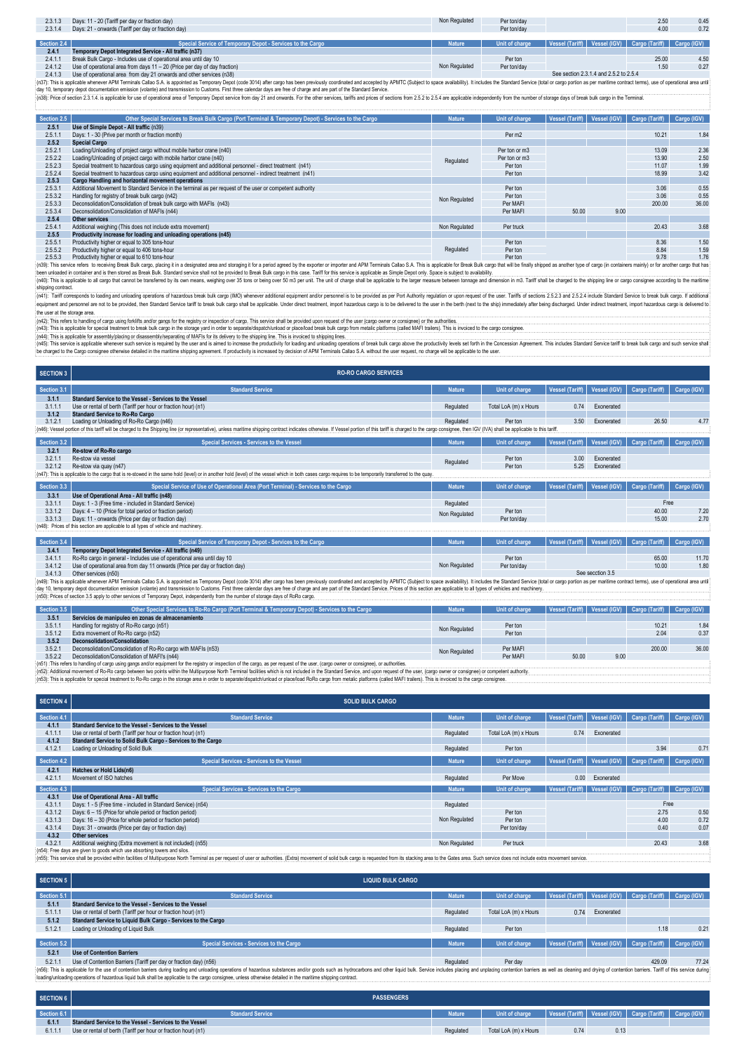| | | Nature | Unit of charge | Vessel (Tariff) | Vessel (IGV) | Cargo (Tariff) | Cargo (IGV) |
|---|---|---|---|---|---|---|---|
| 2.3.1.3 | Days: 11 - 20 (Tariff per day or fraction day) | Non Regulated | Per ton/day | | | 2.50 | 0.45 |
| 2.3.1.4 | Days: 21 - onwards (Tariff per day or fraction day) | | Per ton/day | | | 4.00 | 0.72 |

| Section 2.4 | Special Service of Temporary Depot - Services to the Cargo | Nature | Unit of charge | Vessel (Tariff) | Vessel (IGV) | Cargo (Tariff) | Cargo (IGV) |
|---|---|---|---|---|---|---|---|
| 2.4.1 | Temporary Depot Integrated Service - All traffic (n37) | | | | | | |
| 2.4.1.1 | Break Bulk Cargo - Includes use of operational area until day 10 | Non Regulated | Per ton | | | 25.00 | 4.50 |
| 2.4.1.2 | Use of operational area from days 11 – 20 (Price per day of day fraction) | | Per ton/day | | | 1.50 | 0.27 |
| 2.4.1.3 | Use of operational area from day 21 onwards and other services (n38) | | | See section 2.3.1.4 and 2.5.2 to 2.5.4 | | | |

(n37): This is applicable whenever APM Terminals Callao S.A. is appointed as Temporary Depot (code 3014) after cargo has been previously coordinated and accepted by APMTC (Subject to space availability). It includes the Standard Service (total or cargo portion as per maritime contract terms), use of operational area until day 10, temporary depot documentation emission (volante) and transmission to Customs. First three calendar days are free of charge and are part of the Standard Service.

(n38): Price of section 2.3.1.4. is applicable for use of operational area of Temporary Depot service from day 21 and onwards. For the other services, tariffs and prices of sections from 2.5.2 to 2.5.4 are applicable independently from the number of storage days of break bulk cargo in the Terminal.

| Section 2.5 | Other Special Services to Break Bulk Cargo (Port Terminal & Temporary Depot) - Services to the Cargo | Nature | Unit of charge | Vessel (Tariff) | Vessel (IGV) | Cargo (Tariff) | Cargo (IGV) |
|---|---|---|---|---|---|---|---|
| 2.5.1 | Use of Simple Depot - All traffic (n39) | | | | | | |
| 2.5.1.1 | Days: 1 - 30 (Prive per month or fraction month) | | Per m2 | | | 10.21 | 1.84 |
| 2.5.2 | Special Cargo | | | | | | |
| 2.5.2.1 | Loading/Unloading of project cargo without mobile harbor crane (n40) | Regulated | Per ton or m3 | | | 13.09 | 2.36 |
| 2.5.2.2 | Loading/Unloading of project cargo with mobile harbor crane (n40) | | Per ton or m3 | | | 13.90 | 2.50 |
| 2.5.2.3 | Special treatment to hazardous cargo using equipment and additional personnel - direct treatment (n41) | | Per ton | | | 11.07 | 1.99 |
| 2.5.2.4 | Special treatment to hazardous cargo using equipment and additional personnel - indirect treatment (n41) | | Per ton | | | 18.99 | 3.42 |
| 2.5.3 | Cargo Handling and horizontal movement operations | | | | | | |
| 2.5.3.1 | Additional Movement to Standard Service in the terminal as per request of the user or competent authority | Non Regulated | Per ton | | | 3.06 | 0.55 |
| 2.5.3.2 | Handling for registry of break bulk cargo (n42) | | Per ton | | | 3.06 | 0.55 |
| 2.5.3.3 | Deconsolidation/Consolidation of break bulk cargo with MAFIs (n43) | | Per MAFI | | | 200.00 | 36.00 |
| 2.5.3.4 | Deconsolidation/Consolidation of MAFIs (n44) | | Per MAFI | 50.00 | 9.00 | | |
| 2.5.4 | Other services | | | | | | |
| 2.5.4.1 | Additional weighing (This does not include extra movement) | Non Regulated | Per truck | | | 20.43 | 3.68 |
| 2.5.5 | Productivity increase for loading and unloading operations (n45) | | | | | | |
| 2.5.5.1 | Productivity higher or equal to 305 tons-hour | Regulated | Per ton | | | 8.36 | 1.50 |
| 2.5.5.2 | Productivity higher or equal to 406 tons-hour | | Per ton | | | 8.84 | 1.59 |
| 2.5.5.3 | Productivity higher or equal to 610 tons-hour | | Per ton | | | 9.78 | 1.76 |

(n39): This service refers to receiving Break Bulk cargo, placing it in a designated area and storaging it for a period agreed by the exporter or importer and APM Terminals Callao S.A. This is applicable for Break Bulk cargo that will be finally shipped as another type of cargo (in containers mainly) or for another cargo that has been unloaded in container and is then stored as Break Bulk. Standard service shall not be provided to Break Bulk cargo in this case. Tariff for this service is applicable as Simple Depot only. Space is subject to availability.

(n40): This is applicable to all cargo that cannot be transferred by its own means, weighing over 35 tons or being over 50 m3 per unit. The unit of charge shall be applicable to the larger measure between tonnage and dimension in m3. Tariff shall be charged to the shipping line or cargo consignee according to the maritime shipping contract.

(n41): Tariff corresponds to loading and unloading operations of hazardous break bulk cargo (IMO) whenever additional equipment and/or personnel is to be provided as per Port Authority regulation or upon request of the user. Tariffs of sections 2.5.2.3 and 2.5.2.4 include Standard Service to break bulk cargo. If additional equipment and personnel are not to be provided, then Standard Service tariff to break bulk cargo shall be applicable. Under direct treatment, import hazardous cargo is to be delivered to the user in the berth (next to the ship) immediately after being discharged. Under indirect treatment, import hazardous cargo is delivered to the user at the storage area.

(n42): This refers to handling of cargo using forklifts and/or gangs for the registry or inspection of cargo. This service shall be provided upon request of the user (cargo owner or consignee) or the authorities.

(n43): This is applicable for special treatment to break bulk cargo in the storage yard in order to separate/dispatch/unload or place/load break bulk cargo from metalic platforms (called MAFI trailers). This is invoiced to the cargo consignee.

(n44): This is applicable for assembly/placing or disassembly/separating of MAFIs for its delivery to the shipping line. This is invoiced to shipping lines.

(n45): This service is applicable whenever such service is required by the user and is aimed to increase the productivity for loading and unloading operations of break bulk cargo above the productivity levels set forth in the Concession Agreement. This includes Standard Service tariff to break bulk cargo and such service shall be charged to the Cargo consignee otherwise detailed in the maritime shipping agreement. If productivity is increased by decision of APM Terminals Callao S.A. without the user request, no charge will be applicable to the user.

## SECTION 3 RO-RO CARGO SERVICES

| Section 3.1 | Standard Service | Nature | Unit of charge | Vessel (Tariff) | Vessel (IGV) | Cargo (Tariff) | Cargo (IGV) |
|---|---|---|---|---|---|---|---|
| 3.1.1 | Standard Service to the Vessel - Services to the Vessel | | | | | | |
| 3.1.1.1 | Use or rental of berth (Tariff per hour or fraction hour) (n1) | Regulated | Total LoA (m) x Hours | 0.74 | Exonerated | | |
| 3.1.2 | Standard Service to Ro-Ro Cargo | | | | | | |
| 3.1.2.1 | Loading or Unloading of Ro-Ro Cargo (n46) | Regulated | Per ton | 3.50 | Exonerated | 26.50 | 4.77 |

(n46): Vessel portion of this tariff will be charged to the Shipping line (or representative), unless maritime shipping contract indicates otherwise. If Vessel portion of this tariff is charged to the cargo consignee, then IGV (IVA) shall be applicable to this tariff.

| Section 3.2 | Special Services - Services to the Vessel | Nature | Unit of charge | Vessel (Tariff) | Vessel (IGV) | Cargo (Tariff) | Cargo (IGV) |
|---|---|---|---|---|---|---|---|
| 3.2.1 | Re-stow of Ro-Ro cargo | | | | | | |
| 3.2.1.1 | Re-stow via vessel | Regulated | Per ton | 3.00 | Exonerated | | |
| 3.2.1.2 | Re-stow via quay (n47) | | Per ton | 5.25 | Exonerated | | |

(n47): This is applicable to the cargo that is re-stowed in the same hold (level) or in another hold (level) of the vessel which in both cases cargo requires to be temporarily transferred to the quay.

| Section 3.3 | Special Service of Use of Operational Area (Port Terminal) - Services to the Cargo | Nature | Unit of charge | Vessel (Tariff) | Vessel (IGV) | Cargo (Tariff) | Cargo (IGV) |
|---|---|---|---|---|---|---|---|
| 3.3.1 | Use of Operational Area - All traffic (n48) | | | | | | |
| 3.3.1.1 | Days: 1 - 3 (Free time - included in Standard Service) | Regulated | | | | Free | |
| 3.3.1.2 | Days: 4 – 10 (Price for total period or fraction period) | Non Regulated | Per ton | | | 40.00 | 7.20 |
| 3.3.1.3 | Days: 11 - onwards (Price per day or fraction day) | | Per ton/day | | | 15.00 | 2.70 |

(n48): Prices of this section are applicable to all types of vehicle and machinery.

| Section 3.4 | Special Service of Temporary Depot - Services to the Cargo | Nature | Unit of charge | Vessel (Tariff) | Vessel (IGV) | Cargo (Tariff) | Cargo (IGV) |
|---|---|---|---|---|---|---|---|
| 3.4.1 | Temporary Depot Integrated Service - All traffic (n49) | | | | | | |
| 3.4.1.1 | Ro-Ro cargo in general - Includes use of operational area until day 10 | Non Regulated | Per ton | | | 65.00 | 11.70 |
| 3.4.1.2 | Use of operational area from day 11 onwards (Price per day or fraction day) | | Per ton/day | | | 10.00 | 1.80 |
| 3.4.1.3 | Other services (n50) | | | See secction 3.5 | | | |

(n49): This is applicable whenever APM Terminals Callao S.A. is appointed as Temporary Depot (code 3014) after cargo has been previously coordinated and accepted by APMTC (Subject to space availability). It includes the Standard Service (total or cargo portion as per maritime contract terms), use of operational area until day 10, temporary depot documentation emission (volante) and transmission to Customs. First three calendar days are free of charge and are part of the Standard Service. Prices of this section are applicable to all types of vehicles and machinery.

(n50): Prices of section 3.5 apply to other services of Temporary Depot, independently from the number of storage days of RoRo cargo.

| Section 3.5 | Other Special Services to Ro-Ro Cargo (Port Terminal & Temporary Depot) - Services to the Cargo | Nature | Unit of charge | Vessel (Tariff) | Vessel (IGV) | Cargo (Tariff) | Cargo (IGV) |
|---|---|---|---|---|---|---|---|
| 3.5.1 | Servicios de manipuleo en zonas de almacenamiento | | | | | | |
| 3.5.1.1 | Handling for registry of Ro-Ro cargo (n51) | Non Regulated | Per ton | | | 10.21 | 1.84 |
| 3.5.1.2 | Extra movement of Ro-Ro cargo (n52) | | Per ton | | | 2.04 | 0.37 |
| 3.5.2 | Deconsolidation/Consolidation | | | | | | |
| 3.5.2.1 | Deconsolidation/Consolidation of Ro-Ro cargo with MAFIs (n53) | Non Regulated | Per MAFI | | | 200.00 | 36.00 |
| 3.5.2.2 | Deconsolidation/Consolidation of MAFI's (n44) | | Per MAFI | 50.00 | 9.00 | | |

(n51) :This refers to handling of cargo using gangs and/or equipment for the registry or inspection of the cargo, as per request of the user, (cargo owner or consignee), or authorities.

(n52): Additional movement of Ro-Ro cargo between two points within the Multipurpose North Terminal facilities which is not included in the Standard Service, and upon request of the user, (cargo owner or consignee) or competent authority.

(n53): This is applicable for special treatment to Ro-Ro cargo in the storage area in order to separate/dispatch/unload or place/load RoRo cargo from metalic platforms (called MAFI trailers). This is invoiced to the cargo consignee.

## SECTION 4 SOLID BULK CARGO

| Section 4.1 | Standard Service | Nature | Unit of charge | Vessel (Tariff) | Vessel (IGV) | Cargo (Tariff) | Cargo (IGV) |
|---|---|---|---|---|---|---|---|
| 4.1.1 | Standard Service to the Vessel - Services to the Vessel | | | | | | |
| 4.1.1.1 | Use or rental of berth (Tariff per hour or fraction hour) (n1) | Regulated | Total LoA (m) x Hours | 0.74 | Exonerated | | |
| 4.1.2 | Standard Service to Solid Bulk Cargo - Services to the Cargo | | | | | | |
| 4.1.2.1 | Loading or Unloading of Solid Bulk | Regulated | Per ton | | | 3.94 | 0.71 |

| Section 4.2 | Special Services - Services to the Vessel | Nature | Unit of charge | Vessel (Tariff) | Vessel (IGV) | Cargo (Tariff) | Cargo (IGV) |
|---|---|---|---|---|---|---|---|
| 4.2.1 | Hatches or Hold Lids(n6) | | | | | | |
| 4.2.1.1 | Movement of ISO hatches | Regulated | Per Move | 0.00 | Exonerated | | |

| Section 4.3 | Special Services - Services to the Cargo | Nature | Unit of charge | Vessel (Tariff) | Vessel (IGV) | Cargo (Tariff) | Cargo (IGV) |
|---|---|---|---|---|---|---|---|
| 4.3.1 | Use of Operational Area - All traffic | | | | | | |
| 4.3.1.1 | Days: 1 - 5 (Free time - included in Standard Service) (n54) | Regulated | | | | Free | |
| 4.3.1.2 | Days: 6 – 15 (Price for whole period or fraction period) | Non Regulated | Per ton | | | 2.75 | 0.50 |
| 4.3.1.3 | Days: 16 – 30 (Price for whole period or fraction period) | | Per ton | | | 4.00 | 0.72 |
| 4.3.1.4 | Days: 31 - onwards (Price per day or fraction day) | | Per ton/day | | | 0.40 | 0.07 |
| 4.3.2 | Other services | | | | | | |
| 4.3.2.1 | Additional weighing (Extra movement is not included) (n55) | Non Regulated | Per truck | | | 20.43 | 3.68 |

(n54): Free days are given to goods which use absorbing towers and silos.

(n55): This service shall be provided within facilities of Multipurpose North Terminal as per request of user or authorities. (Extra) movement of solid bulk cargo is requested from its stacking area to the Gates area. Such service does not include extra movement service.

## SECTION 5 LIQUID BULK CARGO

| Section 5.1 | Standard Service | Nature | Unit of charge | Vessel (Tariff) | Vessel (IGV) | Cargo (Tariff) | Cargo (IGV) |
|---|---|---|---|---|---|---|---|
| 5.1.1 | Standard Service to the Vessel - Services to the Vessel | | | | | | |
| 5.1.1.1 | Use or rental of berth (Tariff per hour or fraction hour) (n1) | Regulated | Total LoA (m) x Hours | 0.74 | Exonerated | | |
| 5.1.2 | Standard Service to Liquid Bulk Cargo - Services to the Cargo | | | | | | |
| 5.1.2.1 | Loading or Unloading of Liquid Bulk | Regulated | Per ton | | | 1.18 | 0.21 |

| Section 5.2 | Special Services - Services to the Cargo | Nature | Unit of charge | Vessel (Tariff) | Vessel (IGV) | Cargo (Tariff) | Cargo (IGV) |
|---|---|---|---|---|---|---|---|
| 5.2.1 | Use of Contention Barriers | | | | | | |
| 5.2.1.1 | Use of Contention Barriers (Tariff per day or fraction day) (n56) | Regulated | Per day | | | 429.09 | 77.24 |

(n56): This is applicable for the use of contention barriers during loading and unloading operations of hazardous substances and/or goods such as hydrocarbons and other liquid bulk. Service includes placing and unplacing contention barriers as well as cleaning and drying of contention barriers. Tariff of this service during loading/unloading operations of hazardous liquid bulk shall be applicable to the cargo consignee, unless otherwise detailed in the maritime shipping contract.

## SECTION 6 PASSENGERS

| Section 6.1 | Standard Service | Nature | Unit of charge | Vessel (Tariff) | Vessel (IGV) | Cargo (Tariff) | Cargo (IGV) |
|---|---|---|---|---|---|---|---|
| 6.1.1 | Standard Service to the Vessel - Services to the Vessel | | | | | | |
| 6.1.1.1 | Use or rental of berth (Tariff per hour or fraction hour) (n1) | Regulated | Total LoA (m) x Hours | 0.74 | 0.13 | | |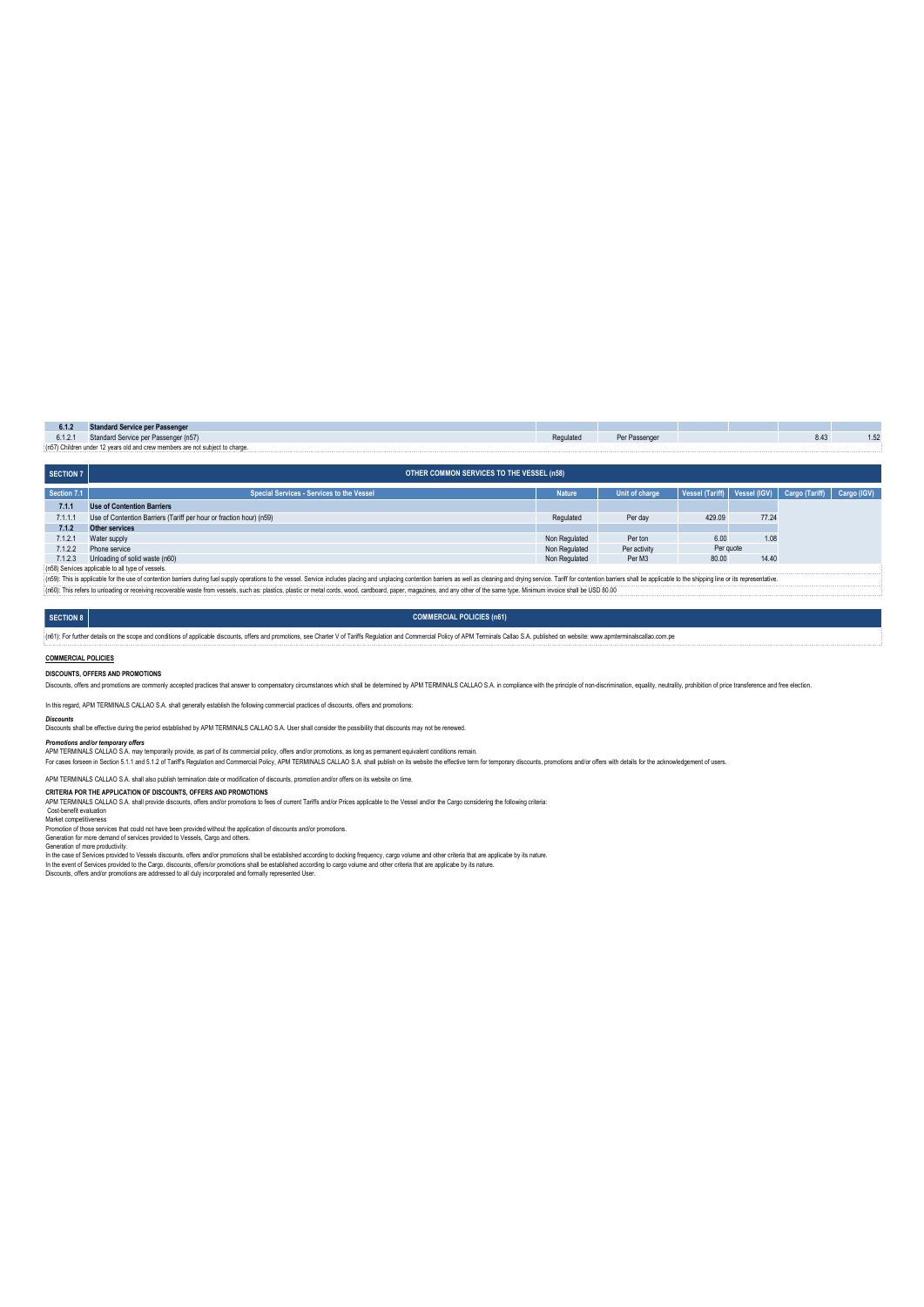| | | | | | | | |
|---|---|---|---|---|---|---|---|
| **6.1.2** | **Standard Service per Passenger** | | | | | | |
| 6.1.2.1 | Standard Service per Passenger (n57) | Regulated | Per Passenger | | | 8.43 | 1.52 |

(n57) Children under 12 years old and crew members are not subject to charge.

## SECTION 7 — OTHER COMMON SERVICES TO THE VESSEL (n58)

| Section 7.1 | Special Services - Services to the Vessel | Nature | Unit of charge | Vessel (Tariff) | Vessel (IGV) | Cargo (Tariff) | Cargo (IGV) |
|---|---|---|---|---|---|---|---|
| **7.1.1** | **Use of Contention Barriers** | | | | | | |
| 7.1.1.1 | Use of Contention Barriers (Tariff per hour or fraction hour) (n59) | Regulated | Per day | 429.09 | 77.24 | | |
| **7.1.2** | **Other services** | | | | | | |
| 7.1.2.1 | Water supply | Non Regulated | Per ton | 6.00 | 1.08 | | |
| 7.1.2.2 | Phone service | Non Regulated | Per activity | Per quote | | | |
| 7.1.2.3 | Unloading of solid waste (n60) | Non Regulated | Per M3 | 80.00 | 14.40 | | |

(n58) Services applicable to all type of vessels.

(n59): This is applicable for the use of contention barriers during fuel supply operations to the vessel. Service includes placing and unplacing contention barriers as well as cleaning and drying service. Tariff for contention barriers shall be applicable to the shipping line or its representative.

(n60): This refers to unloading or receiving recoverable waste from vessels, such as: plastics, plastic or metal cords, wood, cardboard, paper, magazines, and any other of the same type. Minimum invoice shall be USD 80.00

## SECTION 8 — COMMERCIAL POLICIES (n61)

(n61): For further details on the scope and conditions of applicable discounts, offers and promotions, see Charter V of Tariffs Regulation and Commercial Policy of APM Terminals Callao S.A. published on website: www.apmterminalscallao.com.pe

**COMMERCIAL POLICIES**

**DISCOUNTS, OFFERS AND PROMOTIONS**

Discounts, offers and promotions are commonly accepted practices that answer to compensatory circumstances which shall be determined by APM TERMINALS CALLAO S.A. in compliance with the principle of non-discrimination, equality, neutrality, prohibition of price transference and free election.

In this regard, APM TERMINALS CALLAO S.A. shall generally establish the following commercial practices of discounts, offers and promotions:

***Discounts***

Discounts shall be effective during the period established by APM TERMINALS CALLAO S.A. User shall consider the possibility that discounts may not be renewed.

***Promotions and/or temporary offers***

APM TERMINALS CALLAO S.A. may temporarily provide, as part of its commercial policy, offers and/or promotions, as long as permanent equivalent conditions remain.

For cases forseen in Section 5.1.1 and 5.1.2 of Tariff's Regulation and Commercial Policy, APM TERMINALS CALLAO S.A. shall publish on its website the effective term for temporary discounts, promotions and/or offers with details for the acknowledgement of users.

APM TERMINALS CALLAO S.A. shall also publish termination date or modification of discounts, promotion and/or offers on its website on time.

**CRITERIA POR THE APPLICATION OF DISCOUNTS, OFFERS AND PROMOTIONS**

APM TERMINALS CALLAO S.A. shall provide discounts, offers and/or promotions to fees of current Tariffs and/or Prices applicable to the Vessel and/or the Cargo considering the following criteria:

Cost-benefit evaluation

Market competitiveness

Promotion of those services that could not have been provided without the application of discounts and/or promotions.

Generation for more demand of services provided to Vessels, Cargo and others.

Generation of more productivity.

In the case of Services provided to Vessels discounts, offers and/or promotions shall be established according to docking frequency, cargo volume and other criteria that are applicabe by its nature.

In the event of Services provided to the Cargo, discounts, offers/or promotions shall be established according to cargo volume and other criteria that are applicabe by its nature.

Discounts, offers and/or promotions are addressed to all duly incorporated and formally represented User.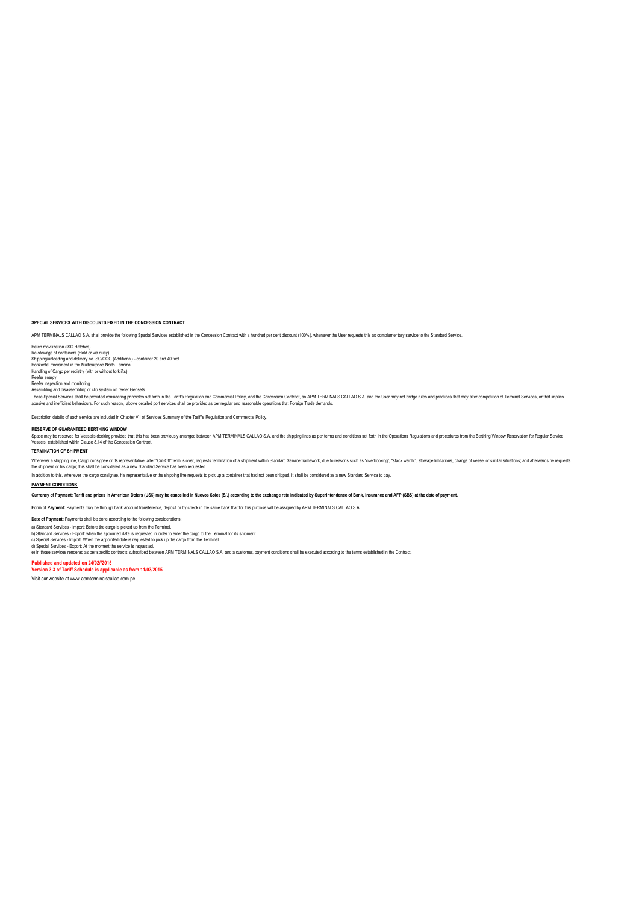**SPECIAL SERVICES WITH DISCOUNTS FIXED IN THE CONCESSION CONTRACT**

APM TERMINALS CALLAO S.A. shall provide the following Special Services established in the Concession Contract with a hundred per cent discount (100%), whenever the User requests this as complementary service to the Standard Service.

Hatch movilization (ISO Hatches)
Re-stowage of containers (Hold or via quay)
Shipping/unloading and delivery no ISO/OOG (Additional) - container 20 and 40 foot
Horizontal movement in the Multipurpose North Terminal
Handling of Cargo per registry (with or without forklifts)
Reefer energy
Reefer inspection and monitoring
Assembling and disassembling of clip system on reefer Gensets

These Special Services shall be provided considering principles set forth in the Tariff's Regulation and Commercial Policy, and the Concession Contract, so APM TERMINALS CALLAO S.A. and the User may not bridge rules and practices that may alter competition of Terminal Services, or that implies abusive and inefficient behaviours. For such reason, above detailed port services shall be provided as per regular and reasonable operations that Foreign Trade demands.

Description details of each service are included in Chapter VII of Services Summary of the Tariff's Regulation and Commercial Policy.

**RESERVE OF GUARANTEED BERTHING WINDOW**

Space may be reserved for Vessel's docking provided that this has been previously arranged between APM TERMINALS CALLAO S.A. and the shipping lines as per terms and conditions set forth in the Operations Regulations and procedures from the Berthing Window Reservation for Regular Service Vessels, established within Clause 8.14 of the Concession Contract.

**TERMINATION OF SHIPMENT**

Whenever a shipping line, Cargo consignee or its representative, after "Cut-Off" term is over, requests termination of a shipment within Standard Service framework, due to reasons such as "overbooking", "stack weight", stowage limitations, change of vessel or similar situations; and afterwards he requests the shipment of his cargo; this shall be considered as a new Standard Service has been requested.

In addition to this, whenever the cargo consignee, his representative or the shipping line requests to pick up a container that had not been shipped, it shall be considered as a new Standard Service to pay.

**PAYMENT CONDITIONS**

**Currency of Payment: Tariff and prices in American Dolars (US$) may be cancelled in Nuevos Soles (S/.) according to the exchange rate indicated by Superintendence of Bank, Insurance and AFP (SBS) at the date of payment.**

**Form of Payment:** Payments may be through bank account transference, deposit or by check in the same bank that for this purpose will be assigned by APM TERMINALS CALLAO S.A.

**Date of Payment:** Payments shall be done according to the following considerations:

a) Standard Services - Import: Before the cargo is picked up from the Terminal.
b) Standard Services - Export: when the appointed date is requested in order to enter the cargo to the Terminal for its shipment.
c) Special Services - Import: When the appointed date is requested to pick up the cargo from the Terminal.
d) Special Services - Export: At the moment the service is requested.
e) In those services rendered as per specific contracts subscribed between APM TERMINALS CALLAO S.A. and a customer, payment conditions shall be executed according to the terms established in the Contract.

**Published and updated on 24/02//2015**
**Version 3.3 of Tariff Schedule is applicable as from 11/03/2015**

Visit our website at www.apmterminalscallao.com.pe